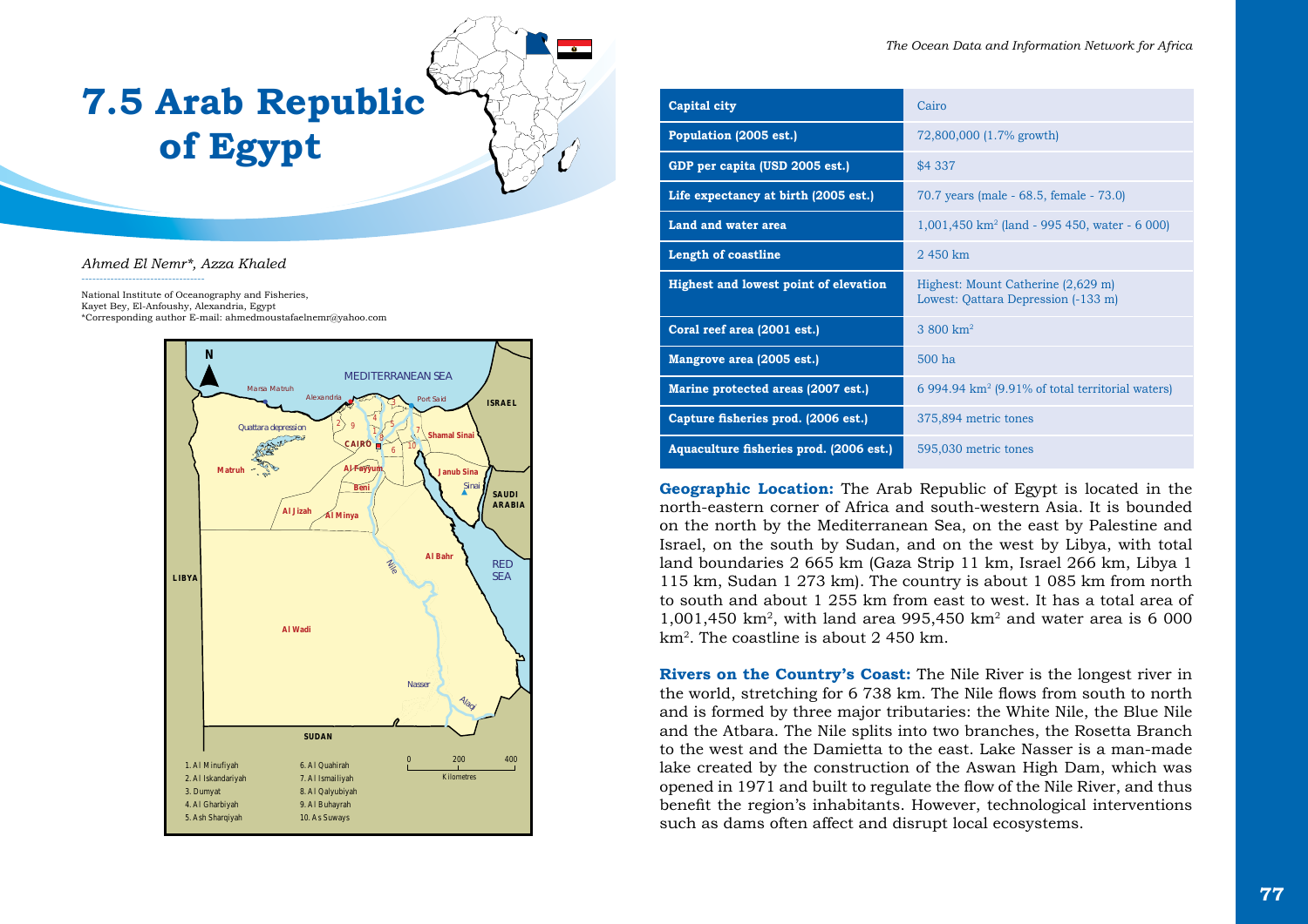# 7.5 Arab Republic of Egypt

*Ahmed El Nemr\*, Azza Khaled*

National Institute of Oceanography and Fisheries,
Kayet Bey, El-Anfoushy, Alexandria, Egypt
\*Corresponding author E-mail: ahmedmoustafaelnemr@yahoo.com

| | |
|---|---|
| **Capital city** | Cairo |
| **Population (2005 est.)** | 72,800,000 (1.7% growth) |
| **GDP per capita (USD 2005 est.)** | $4 337 |
| **Life expectancy at birth (2005 est.)** | 70.7 years (male - 68.5, female - 73.0) |
| **Land and water area** | 1,001,450 km$^2$ (land - 995 450, water - 6 000) |
| **Length of coastline** | 2 450 km |
| **Highest and lowest point of elevation** | Highest: Mount Catherine (2,629 m) Lowest: Qattara Depression (-133 m) |
| **Coral reef area (2001 est.)** | 3 800 km$^2$ |
| **Mangrove area (2005 est.)** | 500 ha |
| **Marine protected areas (2007 est.)** | 6 994.94 km$^2$ (9.91% of total territorial waters) |
| **Capture fisheries prod. (2006 est.)** | 375,894 metric tones |
| **Aquaculture fisheries prod. (2006 est.)** | 595,030 metric tones |

**Geographic Location:** The Arab Republic of Egypt is located in the north-eastern corner of Africa and south-western Asia. It is bounded on the north by the Mediterranean Sea, on the east by Palestine and Israel, on the south by Sudan, and on the west by Libya, with total land boundaries 2 665 km (Gaza Strip 11 km, Israel 266 km, Libya 1 115 km, Sudan 1 273 km). The country is about 1 085 km from north to south and about 1 255 km from east to west. It has a total area of 1,001,450 km$^2$, with land area 995,450 km$^2$ and water area is 6 000 km$^2$. The coastline is about 2 450 km.

**Rivers on the Country's Coast:** The Nile River is the longest river in the world, stretching for 6 738 km. The Nile flows from south to north and is formed by three major tributaries: the White Nile, the Blue Nile and the Atbara. The Nile splits into two branches, the Rosetta Branch to the west and the Damietta to the east. Lake Nasser is a man-made lake created by the construction of the Aswan High Dam, which was opened in 1971 and built to regulate the flow of the Nile River, and thus benefit the region's inhabitants. However, technological interventions such as dams often affect and disrupt local ecosystems.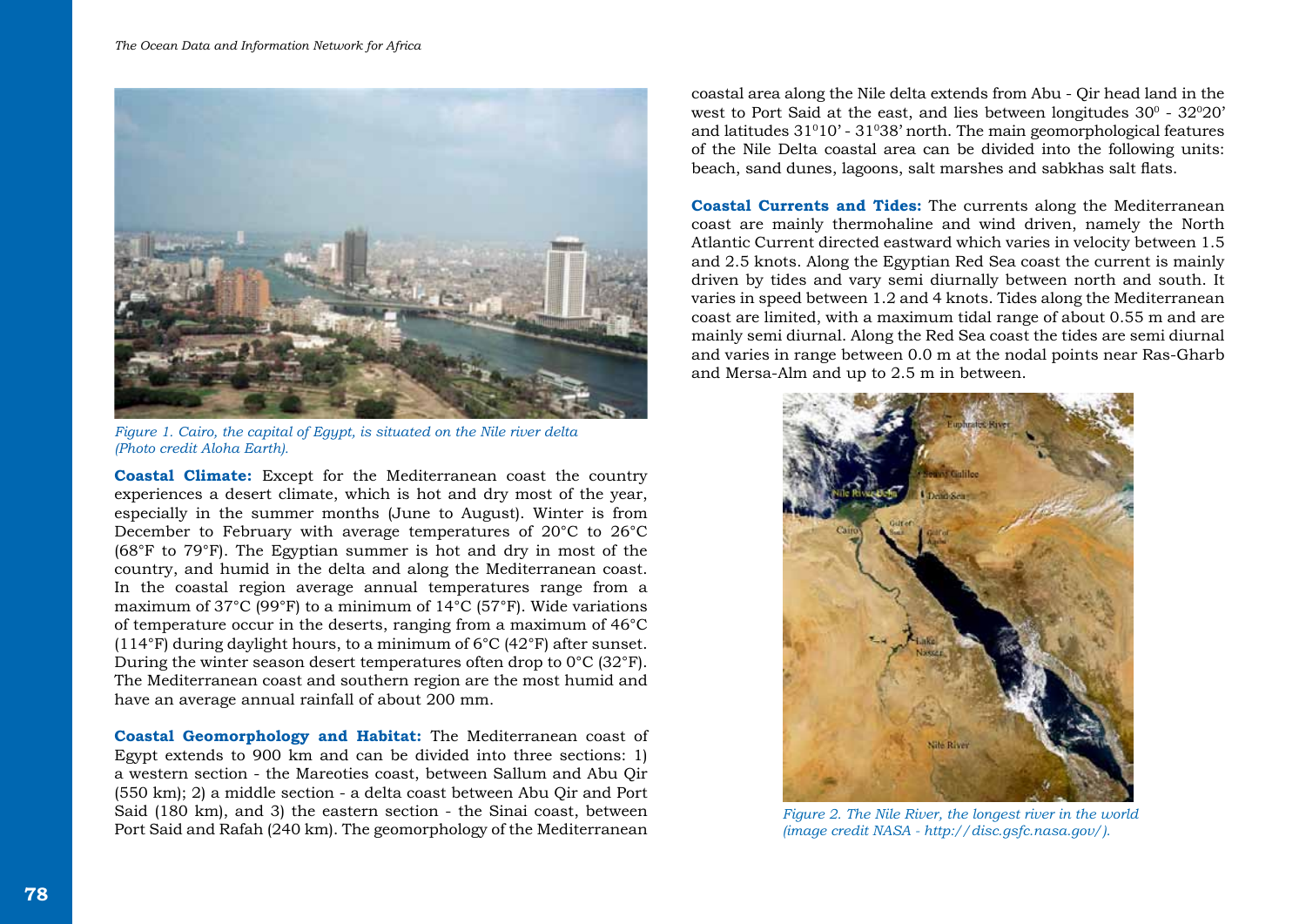*Figure 1. Cairo, the capital of Egypt, is situated on the Nile river delta (Photo credit Aloha Earth).*

**Coastal Climate:** Except for the Mediterranean coast the country experiences a desert climate, which is hot and dry most of the year, especially in the summer months (June to August). Winter is from December to February with average temperatures of 20°C to 26°C (68°F to 79°F). The Egyptian summer is hot and dry in most of the country, and humid in the delta and along the Mediterranean coast. In the coastal region average annual temperatures range from a maximum of 37°C (99°F) to a minimum of 14°C (57°F). Wide variations of temperature occur in the deserts, ranging from a maximum of 46°C (114°F) during daylight hours, to a minimum of 6°C (42°F) after sunset. During the winter season desert temperatures often drop to 0°C (32°F). The Mediterranean coast and southern region are the most humid and have an average annual rainfall of about 200 mm.

**Coastal Geomorphology and Habitat:** The Mediterranean coast of Egypt extends to 900 km and can be divided into three sections: 1) a western section - the Mareoties coast, between Sallum and Abu Qir (550 km); 2) a middle section - a delta coast between Abu Qir and Port Said (180 km), and 3) the eastern section - the Sinai coast, between Port Said and Rafah (240 km). The geomorphology of the Mediterranean coastal area along the Nile delta extends from Abu - Qir head land in the west to Port Said at the east, and lies between longitudes $30^0$ - $32^020'$ and latitudes $31^010'$ - $31^038'$ north. The main geomorphological features of the Nile Delta coastal area can be divided into the following units: beach, sand dunes, lagoons, salt marshes and sabkhas salt flats.

**Coastal Currents and Tides:** The currents along the Mediterranean coast are mainly thermohaline and wind driven, namely the North Atlantic Current directed eastward which varies in velocity between 1.5 and 2.5 knots. Along the Egyptian Red Sea coast the current is mainly driven by tides and vary semi diurnally between north and south. It varies in speed between 1.2 and 4 knots. Tides along the Mediterranean coast are limited, with a maximum tidal range of about 0.55 m and are mainly semi diurnal. Along the Red Sea coast the tides are semi diurnal and varies in range between 0.0 m at the nodal points near Ras-Gharb and Mersa-Alm and up to 2.5 m in between.

*Figure 2. The Nile River, the longest river in the world (image credit NASA - http://disc.gsfc.nasa.gov/).*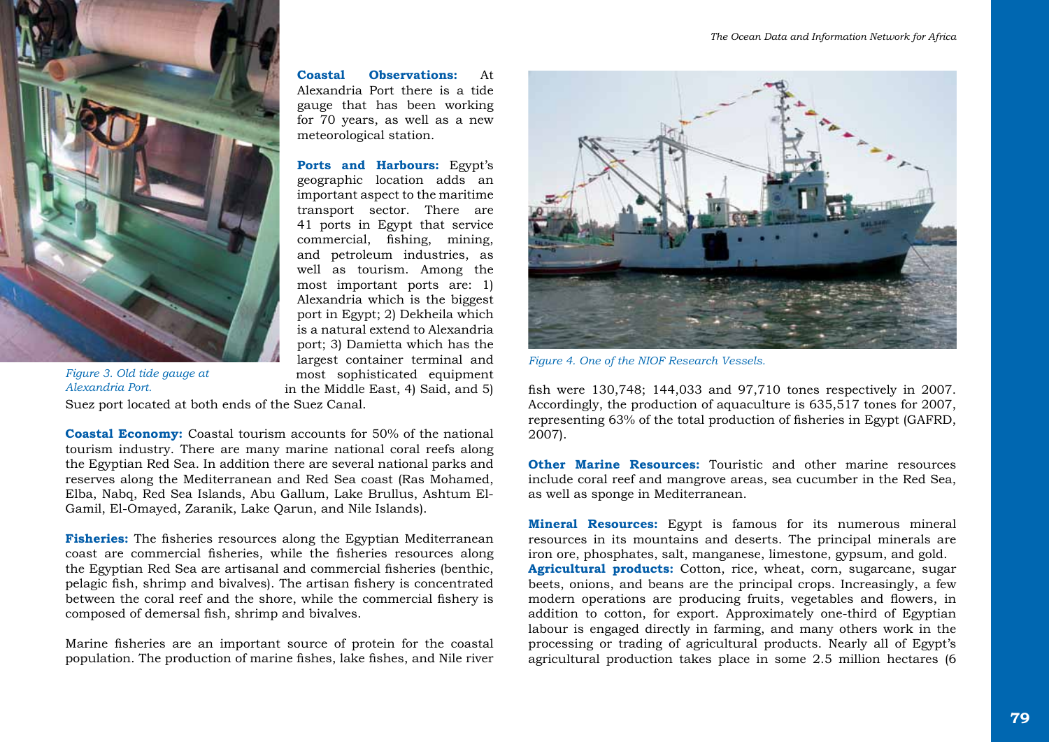*Figure 3. Old tide gauge at Alexandria Port.*

**Coastal Observations:** At Alexandria Port there is a tide gauge that has been working for 70 years, as well as a new meteorological station.

**Ports and Harbours:** Egypt's geographic location adds an important aspect to the maritime transport sector. There are 41 ports in Egypt that service commercial, fishing, mining, and petroleum industries, as well as tourism. Among the most important ports are: 1) Alexandria which is the biggest port in Egypt; 2) Dekheila which is a natural extend to Alexandria port; 3) Damietta which has the largest container terminal and most sophisticated equipment in the Middle East, 4) Said, and 5) Suez port located at both ends of the Suez Canal.

**Coastal Economy:** Coastal tourism accounts for 50% of the national tourism industry. There are many marine national coral reefs along the Egyptian Red Sea. In addition there are several national parks and reserves along the Mediterranean and Red Sea coast (Ras Mohamed, Elba, Nabq, Red Sea Islands, Abu Gallum, Lake Brullus, Ashtum El-Gamil, El-Omayed, Zaranik, Lake Qarun, and Nile Islands).

**Fisheries:** The fisheries resources along the Egyptian Mediterranean coast are commercial fisheries, while the fisheries resources along the Egyptian Red Sea are artisanal and commercial fisheries (benthic, pelagic fish, shrimp and bivalves). The artisan fishery is concentrated between the coral reef and the shore, while the commercial fishery is composed of demersal fish, shrimp and bivalves.

Marine fisheries are an important source of protein for the coastal population. The production of marine fishes, lake fishes, and Nile river fish were 130,748; 144,033 and 97,710 tones respectively in 2007. Accordingly, the production of aquaculture is 635,517 tones for 2007, representing 63% of the total production of fisheries in Egypt (GAFRD, 2007).

*Figure 4. One of the NIOF Research Vessels.*

**Other Marine Resources:** Touristic and other marine resources include coral reef and mangrove areas, sea cucumber in the Red Sea, as well as sponge in Mediterranean.

**Mineral Resources:** Egypt is famous for its numerous mineral resources in its mountains and deserts. The principal minerals are iron ore, phosphates, salt, manganese, limestone, gypsum, and gold.

**Agricultural products:** Cotton, rice, wheat, corn, sugarcane, sugar beets, onions, and beans are the principal crops. Increasingly, a few modern operations are producing fruits, vegetables and flowers, in addition to cotton, for export. Approximately one-third of Egyptian labour is engaged directly in farming, and many others work in the processing or trading of agricultural products. Nearly all of Egypt's agricultural production takes place in some 2.5 million hectares (6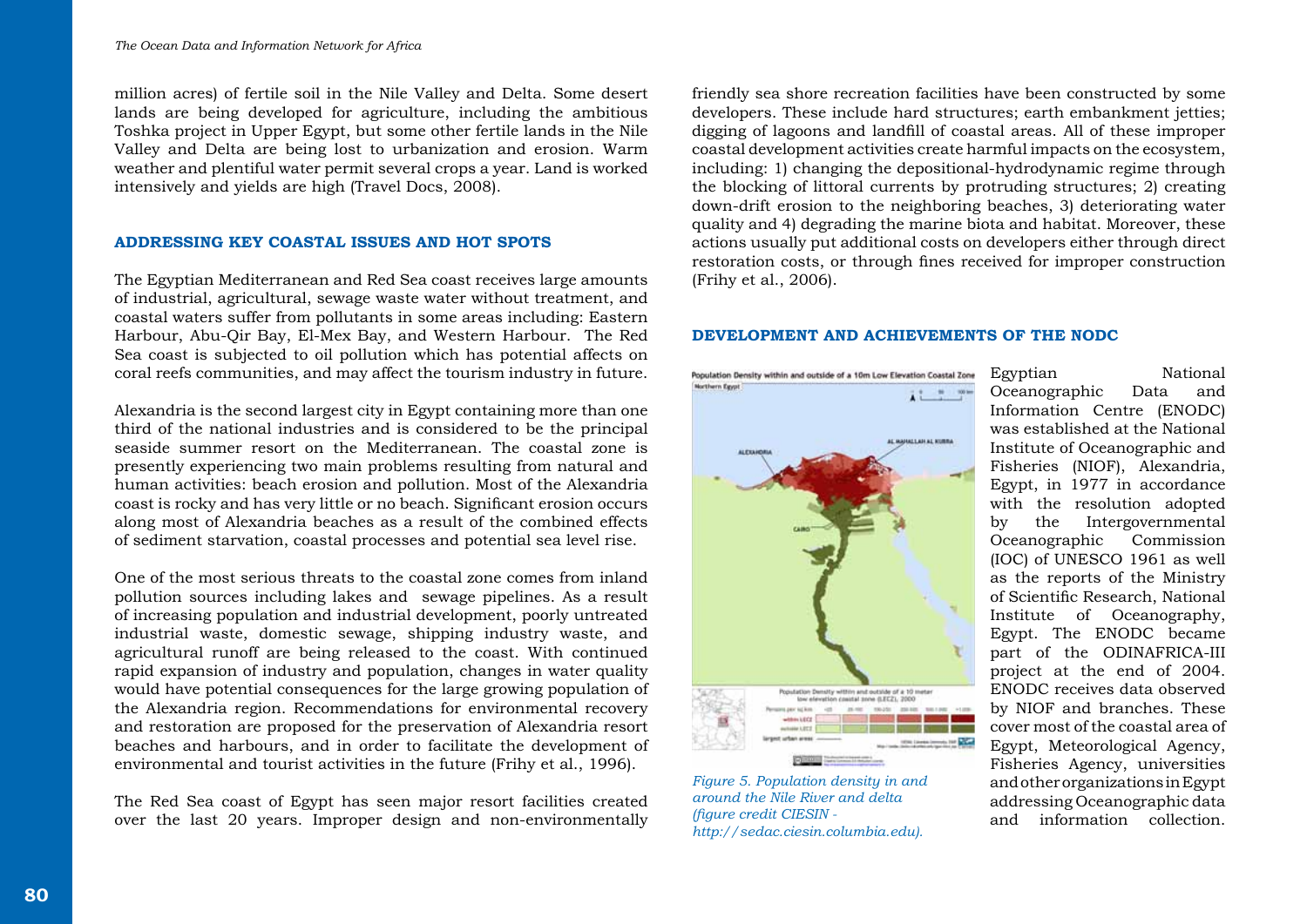million acres) of fertile soil in the Nile Valley and Delta. Some desert lands are being developed for agriculture, including the ambitious Toshka project in Upper Egypt, but some other fertile lands in the Nile Valley and Delta are being lost to urbanization and erosion. Warm weather and plentiful water permit several crops a year. Land is worked intensively and yields are high (Travel Docs, 2008).

## ADDRESSING KEY COASTAL ISSUES AND HOT SPOTS

The Egyptian Mediterranean and Red Sea coast receives large amounts of industrial, agricultural, sewage waste water without treatment, and coastal waters suffer from pollutants in some areas including: Eastern Harbour, Abu-Qir Bay, El-Mex Bay, and Western Harbour. The Red Sea coast is subjected to oil pollution which has potential affects on coral reefs communities, and may affect the tourism industry in future.

Alexandria is the second largest city in Egypt containing more than one third of the national industries and is considered to be the principal seaside summer resort on the Mediterranean. The coastal zone is presently experiencing two main problems resulting from natural and human activities: beach erosion and pollution. Most of the Alexandria coast is rocky and has very little or no beach. Significant erosion occurs along most of Alexandria beaches as a result of the combined effects of sediment starvation, coastal processes and potential sea level rise.

One of the most serious threats to the coastal zone comes from inland pollution sources including lakes and sewage pipelines. As a result of increasing population and industrial development, poorly untreated industrial waste, domestic sewage, shipping industry waste, and agricultural runoff are being released to the coast. With continued rapid expansion of industry and population, changes in water quality would have potential consequences for the large growing population of the Alexandria region. Recommendations for environmental recovery and restoration are proposed for the preservation of Alexandria resort beaches and harbours, and in order to facilitate the development of environmental and tourist activities in the future (Frihy et al., 1996).

The Red Sea coast of Egypt has seen major resort facilities created over the last 20 years. Improper design and non-environmentally friendly sea shore recreation facilities have been constructed by some developers. These include hard structures; earth embankment jetties; digging of lagoons and landfill of coastal areas. All of these improper coastal development activities create harmful impacts on the ecosystem, including: 1) changing the depositional-hydrodynamic regime through the blocking of littoral currents by protruding structures; 2) creating down-drift erosion to the neighboring beaches, 3) deteriorating water quality and 4) degrading the marine biota and habitat. Moreover, these actions usually put additional costs on developers either through direct restoration costs, or through fines received for improper construction (Frihy et al., 2006).

## DEVELOPMENT AND ACHIEVEMENTS OF THE NODC

*Figure 5. Population density in and around the Nile River and delta (figure credit CIESIN - http://sedac.ciesin.columbia.edu).*

Egyptian National Oceanographic Data and Information Centre (ENODC) was established at the National Institute of Oceanographic and Fisheries (NIOF), Alexandria, Egypt, in 1977 in accordance with the resolution adopted by the Intergovernmental Oceanographic Commission (IOC) of UNESCO 1961 as well as the reports of the Ministry of Scientific Research, National Institute of Oceanography, Egypt. The ENODC became part of the ODINAFRICA-III project at the end of 2004. ENODC receives data observed by NIOF and branches. These cover most of the coastal area of Egypt, Meteorological Agency, Fisheries Agency, universities and other organizations in Egypt addressing Oceanographic data and information collection.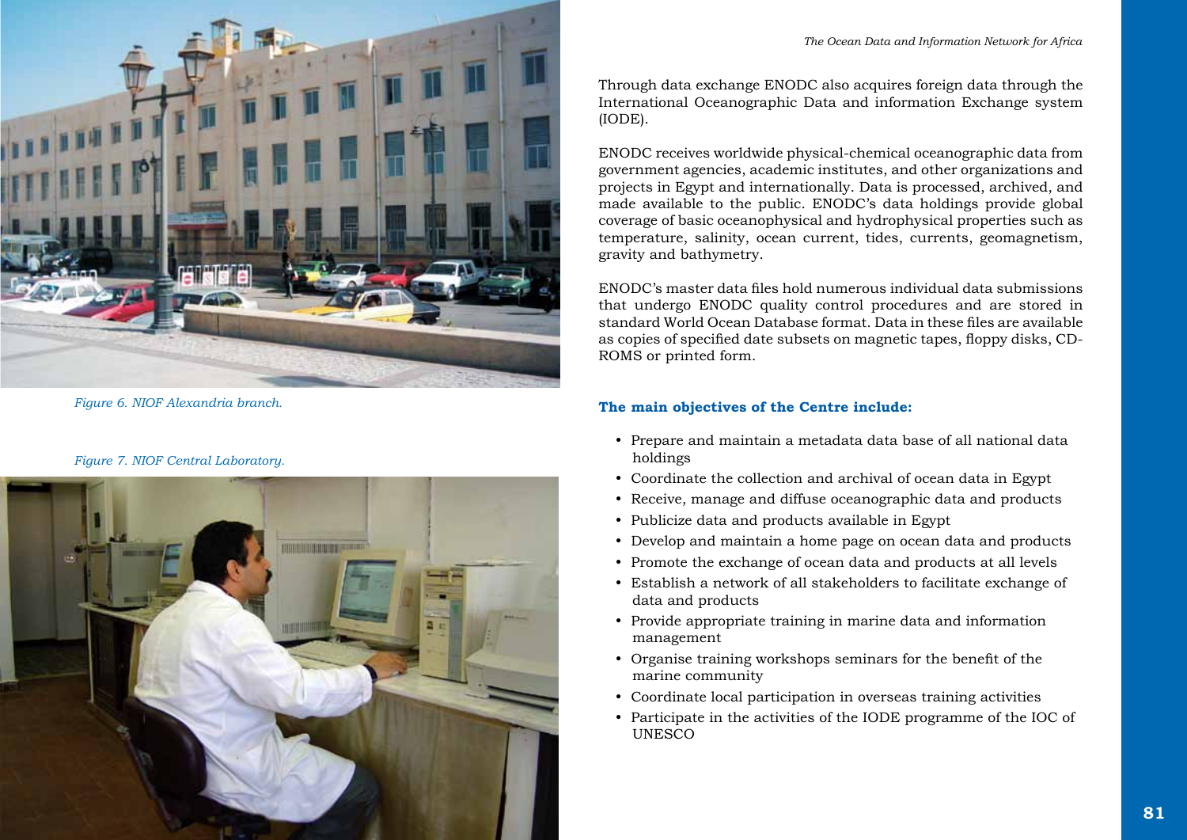*Figure 6. NIOF Alexandria branch.*

*Figure 7. NIOF Central Laboratory.*

Through data exchange ENODC also acquires foreign data through the International Oceanographic Data and information Exchange system (IODE).

ENODC receives worldwide physical-chemical oceanographic data from government agencies, academic institutes, and other organizations and projects in Egypt and internationally. Data is processed, archived, and made available to the public. ENODC's data holdings provide global coverage of basic oceanophysical and hydrophysical properties such as temperature, salinity, ocean current, tides, currents, geomagnetism, gravity and bathymetry.

ENODC's master data files hold numerous individual data submissions that undergo ENODC quality control procedures and are stored in standard World Ocean Database format. Data in these files are available as copies of specified date subsets on magnetic tapes, floppy disks, CD-ROMS or printed form.

**The main objectives of the Centre include:**

- Prepare and maintain a metadata data base of all national data holdings
- Coordinate the collection and archival of ocean data in Egypt
- Receive, manage and diffuse oceanographic data and products
- Publicize data and products available in Egypt
- Develop and maintain a home page on ocean data and products
- Promote the exchange of ocean data and products at all levels
- Establish a network of all stakeholders to facilitate exchange of data and products
- Provide appropriate training in marine data and information management
- Organise training workshops seminars for the benefit of the marine community
- Coordinate local participation in overseas training activities
- Participate in the activities of the IODE programme of the IOC of UNESCO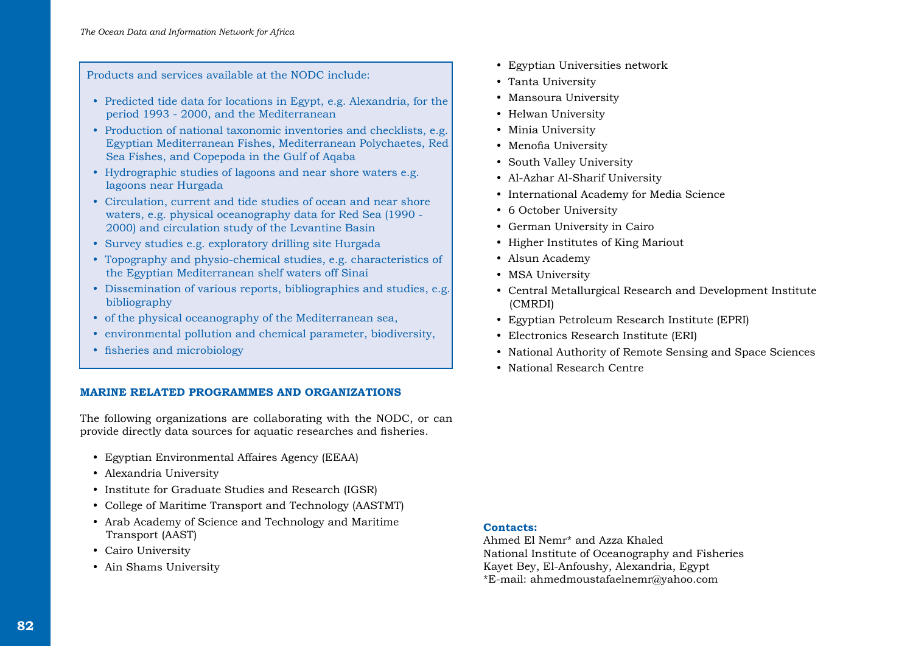Products and services available at the NODC include:

- Predicted tide data for locations in Egypt, e.g. Alexandria, for the period 1993 - 2000, and the Mediterranean
- Production of national taxonomic inventories and checklists, e.g. Egyptian Mediterranean Fishes, Mediterranean Polychaetes, Red Sea Fishes, and Copepoda in the Gulf of Aqaba
- Hydrographic studies of lagoons and near shore waters e.g. lagoons near Hurgada
- Circulation, current and tide studies of ocean and near shore waters, e.g. physical oceanography data for Red Sea (1990 - 2000) and circulation study of the Levantine Basin
- Survey studies e.g. exploratory drilling site Hurgada
- Topography and physio-chemical studies, e.g. characteristics of the Egyptian Mediterranean shelf waters off Sinai
- Dissemination of various reports, bibliographies and studies, e.g. bibliography
- of the physical oceanography of the Mediterranean sea,
- environmental pollution and chemical parameter, biodiversity,
- fisheries and microbiology

## MARINE RELATED PROGRAMMES AND ORGANIZATIONS

The following organizations are collaborating with the NODC, or can provide directly data sources for aquatic researches and fisheries.

- Egyptian Environmental Affaires Agency (EEAA)
- Alexandria University
- Institute for Graduate Studies and Research (IGSR)
- College of Maritime Transport and Technology (AASTMT)
- Arab Academy of Science and Technology and Maritime Transport (AAST)
- Cairo University
- Ain Shams University
- Egyptian Universities network
- Tanta University
- Mansoura University
- Helwan University
- Minia University
- Menofia University
- South Valley University
- Al-Azhar Al-Sharif University
- International Academy for Media Science
- 6 October University
- German University in Cairo
- Higher Institutes of King Mariout
- Alsun Academy
- MSA University
- Central Metallurgical Research and Development Institute (CMRDI)
- Egyptian Petroleum Research Institute (EPRI)
- Electronics Research Institute (ERI)
- National Authority of Remote Sensing and Space Sciences
- National Research Centre

**Contacts:**

Ahmed El Nemr* and Azza Khaled
National Institute of Oceanography and Fisheries
Kayet Bey, El-Anfoushy, Alexandria, Egypt
*E-mail: ahmedmoustafaelnemr@yahoo.com